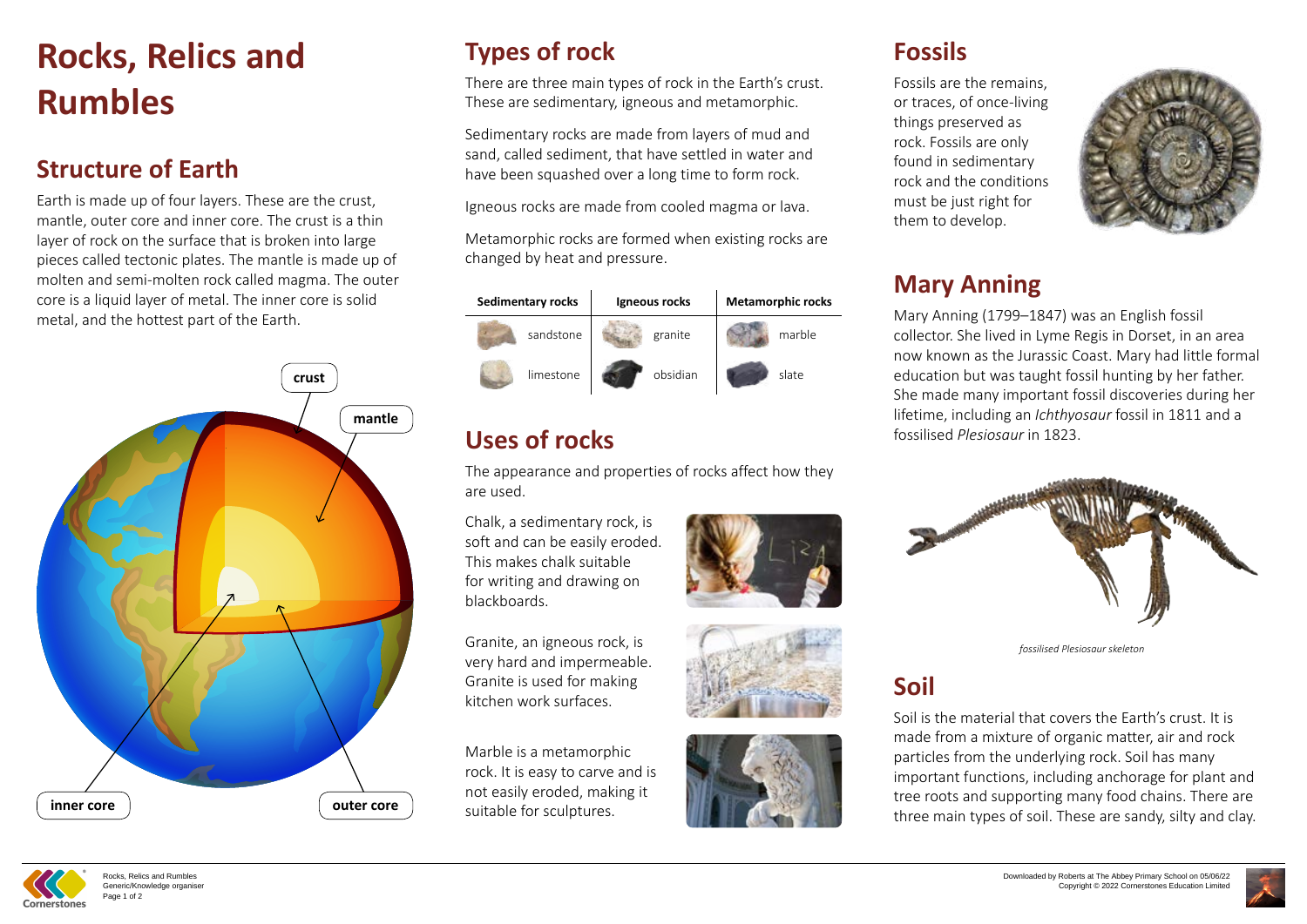# Rocks, Relics and Rumbles

## Structure of Earth

Earth is made up of four layers. These are the crust, mantle, outer core and inner core. The crust is a thin layer of rock on the surface that is broken into large pieces called tectonic plates. The mantle is made up of molten and semi-molten rock called magma. The outer core is a liquid layer of metal. The inner core is solid metal, and the hottest part of the Earth.

crust

mantle

inner core

outer core

## Types of rock

There are three main types of rock in the Earth's crust. These are sedimentary, igneous and metamorphic.

Sedimentary rocks are made from layers of mud and sand, called sediment, that have settled in water and have been squashed over a long time to form rock.

Igneous rocks are made from cooled magma or lava.

Metamorphic rocks are formed when existing rocks are changed by heat and pressure.

| Sedimentary rocks | Igneous rocks | Metamorphic rocks |
|---|---|---|
| sandstone | granite | marble |
| limestone | obsidian | slate |

## Uses of rocks

The appearance and properties of rocks affect how they are used.

Chalk, a sedimentary rock, is soft and can be easily eroded. This makes chalk suitable for writing and drawing on blackboards.

Granite, an igneous rock, is very hard and impermeable. Granite is used for making kitchen work surfaces.

Marble is a metamorphic rock. It is easy to carve and is not easily eroded, making it suitable for sculptures.

## Fossils

Fossils are the remains, or traces, of once-living things preserved as rock. Fossils are only found in sedimentary rock and the conditions must be just right for them to develop.

## Mary Anning

Mary Anning (1799–1847) was an English fossil collector. She lived in Lyme Regis in Dorset, in an area now known as the Jurassic Coast. Mary had little formal education but was taught fossil hunting by her father. She made many important fossil discoveries during her lifetime, including an *Ichthyosaur* fossil in 1811 and a fossilised *Plesiosaur* in 1823.

*fossilised Plesiosaur skeleton*

## Soil

Soil is the material that covers the Earth's crust. It is made from a mixture of organic matter, air and rock particles from the underlying rock. Soil has many important functions, including anchorage for plant and tree roots and supporting many food chains. There are three main types of soil. These are sandy, silty and clay.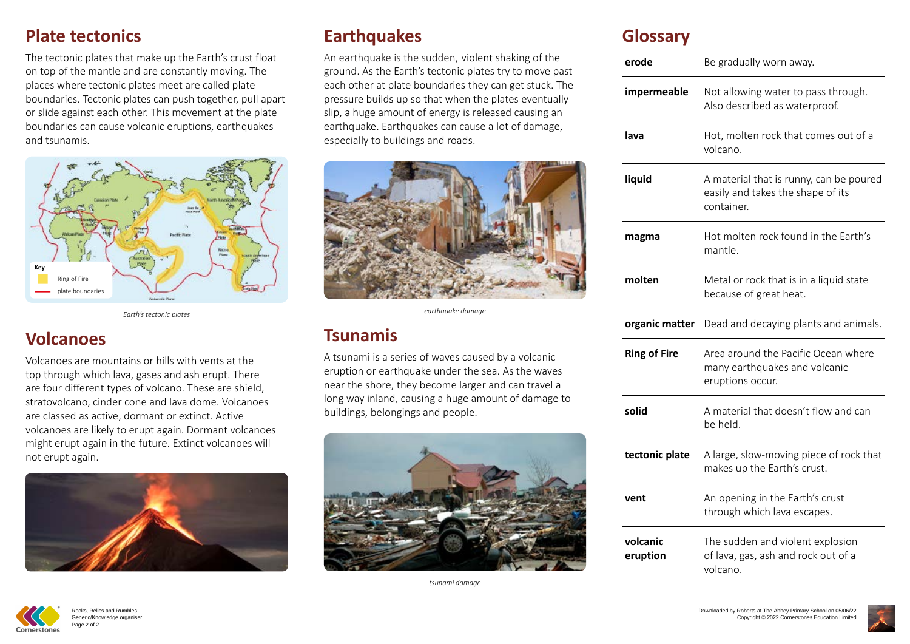## Plate tectonics

The tectonic plates that make up the Earth's crust float on top of the mantle and are constantly moving. The places where tectonic plates meet are called plate boundaries. Tectonic plates can push together, pull apart or slide against each other. This movement at the plate boundaries can cause volcanic eruptions, earthquakes and tsunamis.

Key
Ring of Fire
plate boundaries

*Earth's tectonic plates*

## Volcanoes

Volcanoes are mountains or hills with vents at the top through which lava, gases and ash erupt. There are four different types of volcano. These are shield, stratovolcano, cinder cone and lava dome. Volcanoes are classed as active, dormant or extinct. Active volcanoes are likely to erupt again. Dormant volcanoes might erupt again in the future. Extinct volcanoes will not erupt again.

## Earthquakes

An earthquake is the sudden, violent shaking of the ground. As the Earth's tectonic plates try to move past each other at plate boundaries they can get stuck. The pressure builds up so that when the plates eventually slip, a huge amount of energy is released causing an earthquake. Earthquakes can cause a lot of damage, especially to buildings and roads.

*earthquake damage*

## Tsunamis

A tsunami is a series of waves caused by a volcanic eruption or earthquake under the sea. As the waves near the shore, they become larger and can travel a long way inland, causing a huge amount of damage to buildings, belongings and people.

*tsunami damage*

## Glossary

| | |
|---|---|
| **erode** | Be gradually worn away. |
| **impermeable** | Not allowing water to pass through. Also described as waterproof. |
| **lava** | Hot, molten rock that comes out of a volcano. |
| **liquid** | A material that is runny, can be poured easily and takes the shape of its container. |
| **magma** | Hot molten rock found in the Earth's mantle. |
| **molten** | Metal or rock that is in a liquid state because of great heat. |
| **organic matter** | Dead and decaying plants and animals. |
| **Ring of Fire** | Area around the Pacific Ocean where many earthquakes and volcanic eruptions occur. |
| **solid** | A material that doesn't flow and can be held. |
| **tectonic plate** | A large, slow-moving piece of rock that makes up the Earth's crust. |
| **vent** | An opening in the Earth's crust through which lava escapes. |
| **volcanic eruption** | The sudden and violent explosion of lava, gas, ash and rock out of a volcano. |